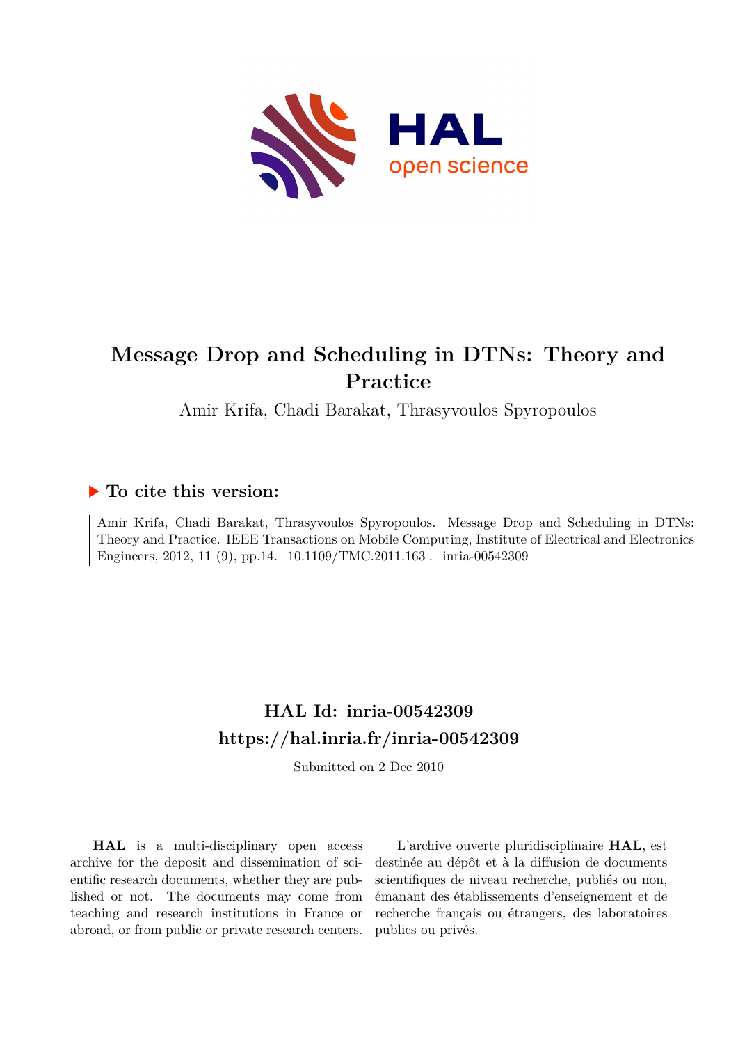# Message Drop and Scheduling in DTNs: Theory and Practice

Amir Krifa, Chadi Barakat, Thrasyvoulos Spyropoulos

## ▶ To cite this version:

Amir Krifa, Chadi Barakat, Thrasyvoulos Spyropoulos. Message Drop and Scheduling in DTNs: Theory and Practice. IEEE Transactions on Mobile Computing, Institute of Electrical and Electronics Engineers, 2012, 11 (9), pp.14. 10.1109/TMC.2011.163 . inria-00542309

## HAL Id: inria-00542309
## https://hal.inria.fr/inria-00542309

Submitted on 2 Dec 2010

**HAL** is a multi-disciplinary open access archive for the deposit and dissemination of scientific research documents, whether they are published or not. The documents may come from teaching and research institutions in France or abroad, or from public or private research centers.

L'archive ouverte pluridisciplinaire **HAL**, est destinée au dépôt et à la diffusion de documents scientifiques de niveau recherche, publiés ou non, émanant des établissements d'enseignement et de recherche français ou étrangers, des laboratoires publics ou privés.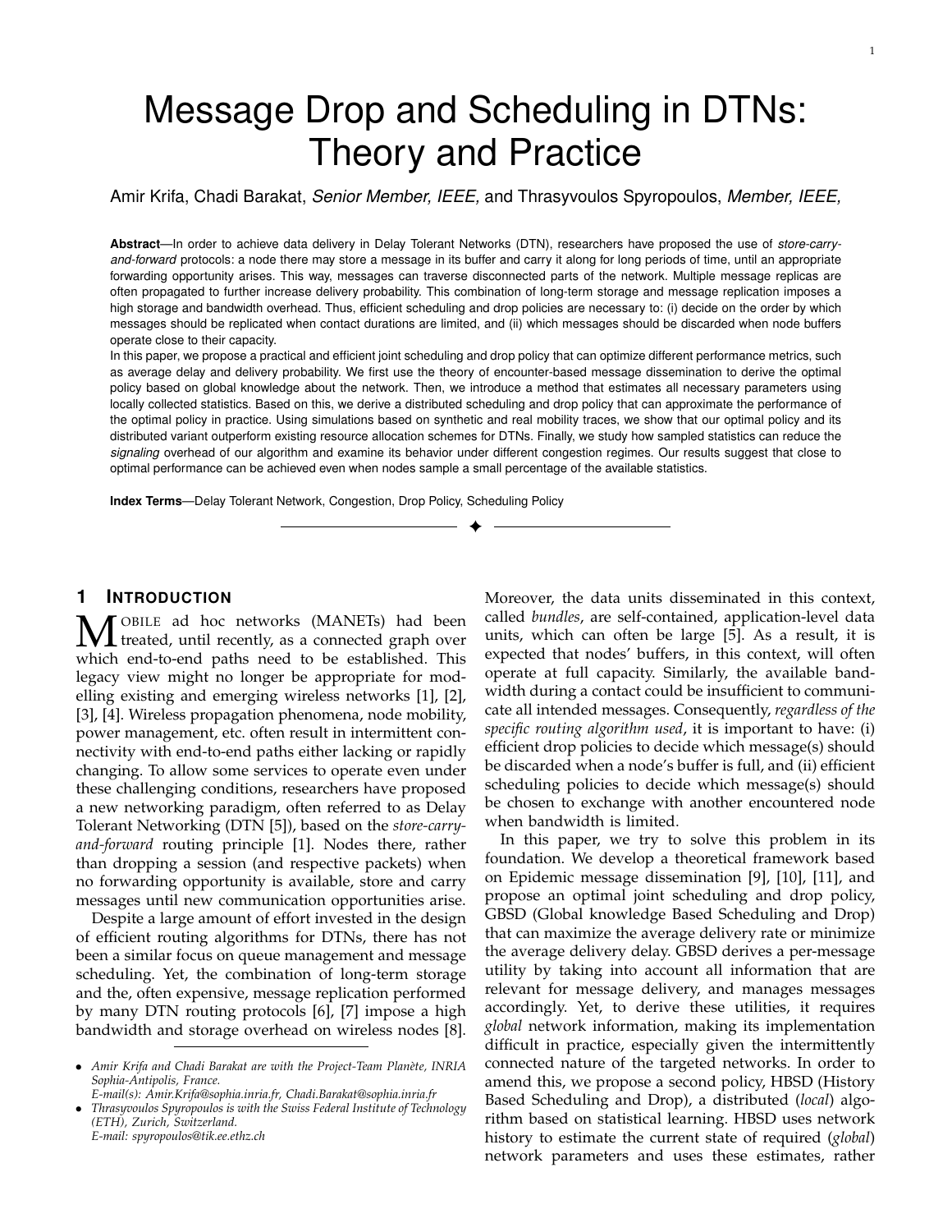# Message Drop and Scheduling in DTNs: Theory and Practice

Amir Krifa, Chadi Barakat, *Senior Member, IEEE,* and Thrasyvoulos Spyropoulos, *Member, IEEE,*

**Abstract**—In order to achieve data delivery in Delay Tolerant Networks (DTN), researchers have proposed the use of *store-carry-and-forward* protocols: a node there may store a message in its buffer and carry it along for long periods of time, until an appropriate forwarding opportunity arises. This way, messages can traverse disconnected parts of the network. Multiple message replicas are often propagated to further increase delivery probability. This combination of long-term storage and message replication imposes a high storage and bandwidth overhead. Thus, efficient scheduling and drop policies are necessary to: (i) decide on the order by which messages should be replicated when contact durations are limited, and (ii) which messages should be discarded when node buffers operate close to their capacity.

In this paper, we propose a practical and efficient joint scheduling and drop policy that can optimize different performance metrics, such as average delay and delivery probability. We first use the theory of encounter-based message dissemination to derive the optimal policy based on global knowledge about the network. Then, we introduce a method that estimates all necessary parameters using locally collected statistics. Based on this, we derive a distributed scheduling and drop policy that can approximate the performance of the optimal policy in practice. Using simulations based on synthetic and real mobility traces, we show that our optimal policy and its distributed variant outperform existing resource allocation schemes for DTNs. Finally, we study how sampled statistics can reduce the *signaling* overhead of our algorithm and examine its behavior under different congestion regimes. Our results suggest that close to optimal performance can be achieved even when nodes sample a small percentage of the available statistics.

**Index Terms**—Delay Tolerant Network, Congestion, Drop Policy, Scheduling Policy

## 1 Introduction

Mobile ad hoc networks (MANETs) had been treated, until recently, as a connected graph over which end-to-end paths need to be established. This legacy view might no longer be appropriate for modelling existing and emerging wireless networks [1], [2], [3], [4]. Wireless propagation phenomena, node mobility, power management, etc. often result in intermittent connectivity with end-to-end paths either lacking or rapidly changing. To allow some services to operate even under these challenging conditions, researchers have proposed a new networking paradigm, often referred to as Delay Tolerant Networking (DTN [5]), based on the *store-carry-and-forward* routing principle [1]. Nodes there, rather than dropping a session (and respective packets) when no forwarding opportunity is available, store and carry messages until new communication opportunities arise.

Despite a large amount of effort invested in the design of efficient routing algorithms for DTNs, there has not been a similar focus on queue management and message scheduling. Yet, the combination of long-term storage and the, often expensive, message replication performed by many DTN routing protocols [6], [7] impose a high bandwidth and storage overhead on wireless nodes [8]. Moreover, the data units disseminated in this context, called *bundles*, are self-contained, application-level data units, which can often be large [5]. As a result, it is expected that nodes' buffers, in this context, will often operate at full capacity. Similarly, the available bandwidth during a contact could be insufficient to communicate all intended messages. Consequently, *regardless of the specific routing algorithm used*, it is important to have: (i) efficient drop policies to decide which message(s) should be discarded when a node's buffer is full, and (ii) efficient scheduling policies to decide which message(s) should be chosen to exchange with another encountered node when bandwidth is limited.

In this paper, we try to solve this problem in its foundation. We develop a theoretical framework based on Epidemic message dissemination [9], [10], [11], and propose an optimal joint scheduling and drop policy, GBSD (Global knowledge Based Scheduling and Drop) that can maximize the average delivery rate or minimize the average delivery delay. GBSD derives a per-message utility by taking into account all information that are relevant for message delivery, and manages messages accordingly. Yet, to derive these utilities, it requires *global* network information, making its implementation difficult in practice, especially given the intermittently connected nature of the targeted networks. In order to amend this, we propose a second policy, HBSD (History Based Scheduling and Drop), a distributed (*local*) algorithm based on statistical learning. HBSD uses network history to estimate the current state of required (*global*) network parameters and uses these estimates, rather

- *Amir Krifa and Chadi Barakat are with the Project-Team Planète, INRIA Sophia-Antipolis, France.*
  *E-mail(s): Amir.Krifa@sophia.inria.fr, Chadi.Barakat@sophia.inria.fr*
- *Thrasyvoulos Spyropoulos is with the Swiss Federal Institute of Technology (ETH), Zurich, Switzerland.*
  *E-mail: spyropoulos@tik.ee.ethz.ch*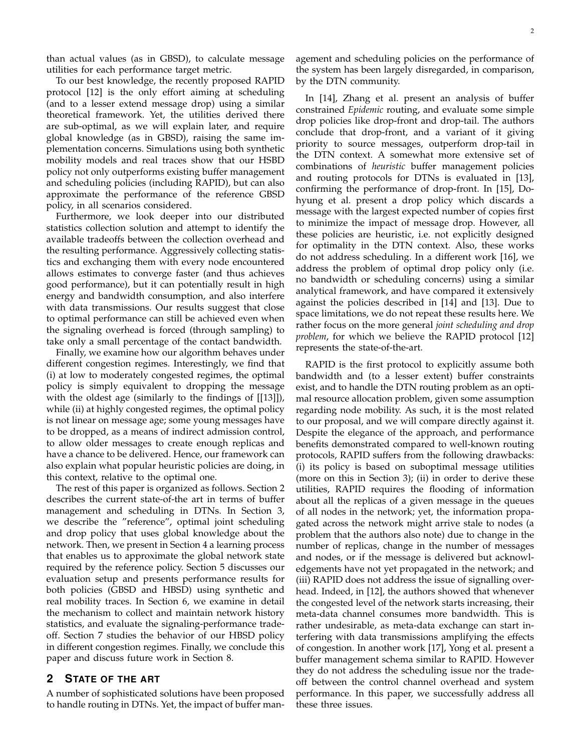than actual values (as in GBSD), to calculate message utilities for each performance target metric.

To our best knowledge, the recently proposed RAPID protocol [12] is the only effort aiming at scheduling (and to a lesser extend message drop) using a similar theoretical framework. Yet, the utilities derived there are sub-optimal, as we will explain later, and require global knowledge (as in GBSD), raising the same implementation concerns. Simulations using both synthetic mobility models and real traces show that our HSBD policy not only outperforms existing buffer management and scheduling policies (including RAPID), but can also approximate the performance of the reference GBSD policy, in all scenarios considered.

Furthermore, we look deeper into our distributed statistics collection solution and attempt to identify the available tradeoffs between the collection overhead and the resulting performance. Aggressively collecting statistics and exchanging them with every node encountered allows estimates to converge faster (and thus achieves good performance), but it can potentially result in high energy and bandwidth consumption, and also interfere with data transmissions. Our results suggest that close to optimal performance can still be achieved even when the signaling overhead is forced (through sampling) to take only a small percentage of the contact bandwidth.

Finally, we examine how our algorithm behaves under different congestion regimes. Interestingly, we find that (i) at low to moderately congested regimes, the optimal policy is simply equivalent to dropping the message with the oldest age (similarly to the findings of [[13]]), while (ii) at highly congested regimes, the optimal policy is not linear on message age; some young messages have to be dropped, as a means of indirect admission control, to allow older messages to create enough replicas and have a chance to be delivered. Hence, our framework can also explain what popular heuristic policies are doing, in this context, relative to the optimal one.

The rest of this paper is organized as follows. Section 2 describes the current state-of-the art in terms of buffer management and scheduling in DTNs. In Section 3, we describe the "reference", optimal joint scheduling and drop policy that uses global knowledge about the network. Then, we present in Section 4 a learning process that enables us to approximate the global network state required by the reference policy. Section 5 discusses our evaluation setup and presents performance results for both policies (GBSD and HBSD) using synthetic and real mobility traces. In Section 6, we examine in detail the mechanism to collect and maintain network history statistics, and evaluate the signaling-performance tradeoff. Section 7 studies the behavior of our HBSD policy in different congestion regimes. Finally, we conclude this paper and discuss future work in Section 8.

## 2 State of the art

A number of sophisticated solutions have been proposed to handle routing in DTNs. Yet, the impact of buffer management and scheduling policies on the performance of the system has been largely disregarded, in comparison, by the DTN community.

In [14], Zhang et al. present an analysis of buffer constrained *Epidemic* routing, and evaluate some simple drop policies like drop-front and drop-tail. The authors conclude that drop-front, and a variant of it giving priority to source messages, outperform drop-tail in the DTN context. A somewhat more extensive set of combinations of *heuristic* buffer management policies and routing protocols for DTNs is evaluated in [13], confirming the performance of drop-front. In [15], Dohyung et al. present a drop policy which discards a message with the largest expected number of copies first to minimize the impact of message drop. However, all these policies are heuristic, i.e. not explicitly designed for optimality in the DTN context. Also, these works do not address scheduling. In a different work [16], we address the problem of optimal drop policy only (i.e. no bandwidth or scheduling concerns) using a similar analytical framework, and have compared it extensively against the policies described in [14] and [13]. Due to space limitations, we do not repeat these results here. We rather focus on the more general *joint scheduling and drop problem*, for which we believe the RAPID protocol [12] represents the state-of-the-art.

RAPID is the first protocol to explicitly assume both bandwidth and (to a lesser extent) buffer constraints exist, and to handle the DTN routing problem as an optimal resource allocation problem, given some assumption regarding node mobility. As such, it is the most related to our proposal, and we will compare directly against it. Despite the elegance of the approach, and performance benefits demonstrated compared to well-known routing protocols, RAPID suffers from the following drawbacks: (i) its policy is based on suboptimal message utilities (more on this in Section 3); (ii) in order to derive these utilities, RAPID requires the flooding of information about all the replicas of a given message in the queues of all nodes in the network; yet, the information propagated across the network might arrive stale to nodes (a problem that the authors also note) due to change in the number of replicas, change in the number of messages and nodes, or if the message is delivered but acknowledgements have not yet propagated in the network; and (iii) RAPID does not address the issue of signalling overhead. Indeed, in [12], the authors showed that whenever the congested level of the network starts increasing, their meta-data channel consumes more bandwidth. This is rather undesirable, as meta-data exchange can start interfering with data transmissions amplifying the effects of congestion. In another work [17], Yong et al. present a buffer management schema similar to RAPID. However they do not address the scheduling issue nor the trade-off between the control channel overhead and system performance. In this paper, we successfully address all these three issues.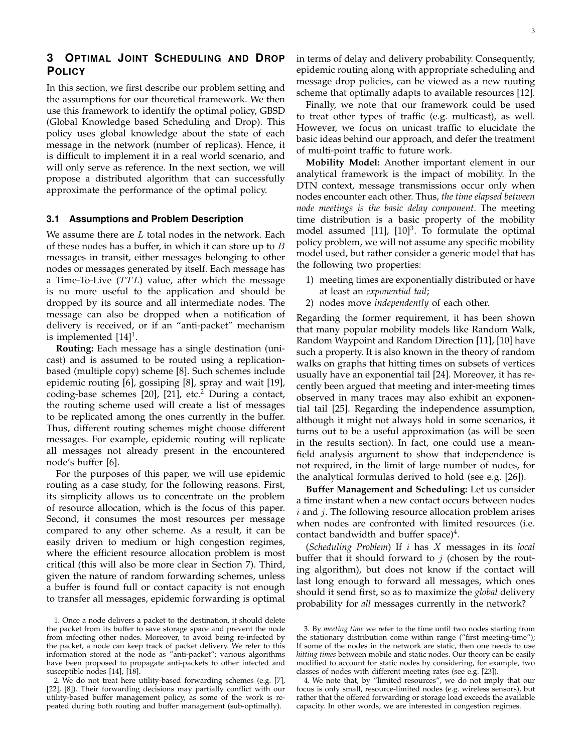## 3 Optimal Joint Scheduling and Drop Policy

In this section, we first describe our problem setting and the assumptions for our theoretical framework. We then use this framework to identify the optimal policy, GBSD (Global Knowledge based Scheduling and Drop). This policy uses global knowledge about the state of each message in the network (number of replicas). Hence, it is difficult to implement it in a real world scenario, and will only serve as reference. In the next section, we will propose a distributed algorithm that can successfully approximate the performance of the optimal policy.

### 3.1 Assumptions and Problem Description

We assume there are $L$ total nodes in the network. Each of these nodes has a buffer, in which it can store up to $B$ messages in transit, either messages belonging to other nodes or messages generated by itself. Each message has a Time-To-Live ($TTL$) value, after which the message is no more useful to the application and should be dropped by its source and all intermediate nodes. The message can also be dropped when a notification of delivery is received, or if an "anti-packet" mechanism is implemented [14][1].

**Routing:** Each message has a single destination (unicast) and is assumed to be routed using a replication-based (multiple copy) scheme [8]. Such schemes include epidemic routing [6], gossiping [8], spray and wait [19], coding-base schemes [20], [21], etc.[2] During a contact, the routing scheme used will create a list of messages to be replicated among the ones currently in the buffer. Thus, different routing schemes might choose different messages. For example, epidemic routing will replicate all messages not already present in the encountered node's buffer [6].

For the purposes of this paper, we will use epidemic routing as a case study, for the following reasons. First, its simplicity allows us to concentrate on the problem of resource allocation, which is the focus of this paper. Second, it consumes the most resources per message compared to any other scheme. As a result, it can be easily driven to medium or high congestion regimes, where the efficient resource allocation problem is most critical (this will also be more clear in Section 7). Third, given the nature of random forwarding schemes, unless a buffer is found full or contact capacity is not enough to transfer all messages, epidemic forwarding is optimal in terms of delay and delivery probability. Consequently, epidemic routing along with appropriate scheduling and message drop policies, can be viewed as a new routing scheme that optimally adapts to available resources [12].

Finally, we note that our framework could be used to treat other types of traffic (e.g. multicast), as well. However, we focus on unicast traffic to elucidate the basic ideas behind our approach, and defer the treatment of multi-point traffic to future work.

**Mobility Model:** Another important element in our analytical framework is the impact of mobility. In the DTN context, message transmissions occur only when nodes encounter each other. Thus, *the time elapsed between node meetings is the basic delay component*. The meeting time distribution is a basic property of the mobility model assumed [11], [10][3]. To formulate the optimal policy problem, we will not assume any specific mobility model used, but rather consider a generic model that has the following two properties:

1) meeting times are exponentially distributed or have at least an *exponential tail*;
2) nodes move *independently* of each other.

Regarding the former requirement, it has been shown that many popular mobility models like Random Walk, Random Waypoint and Random Direction [11], [10] have such a property. It is also known in the theory of random walks on graphs that hitting times on subsets of vertices usually have an exponential tail [24]. Moreover, it has recently been argued that meeting and inter-meeting times observed in many traces may also exhibit an exponential tail [25]. Regarding the independence assumption, although it might not always hold in some scenarios, it turns out to be a useful approximation (as will be seen in the results section). In fact, one could use a mean-field analysis argument to show that independence is not required, in the limit of large number of nodes, for the analytical formulas derived to hold (see e.g. [26]).

**Buffer Management and Scheduling:** Let us consider a time instant when a new contact occurs between nodes $i$ and $j$. The following resource allocation problem arises when nodes are confronted with limited resources (i.e. contact bandwidth and buffer space)[4].

(*Scheduling Problem*) If $i$ has $X$ messages in its *local* buffer that it should forward to $j$ (chosen by the routing algorithm), but does not know if the contact will last long enough to forward all messages, which ones should it send first, so as to maximize the *global* delivery probability for *all* messages currently in the network?

1. Once a node delivers a packet to the destination, it should delete the packet from its buffer to save storage space and prevent the node from infecting other nodes. Moreover, to avoid being re-infected by the packet, a node can keep track of packet delivery. We refer to this information stored at the node as "anti-packet"; various algorithms have been proposed to propagate anti-packets to other infected and susceptible nodes [14], [18].

2. We do not treat here utility-based forwarding schemes (e.g. [7], [22], [8]). Their forwarding decisions may partially conflict with our utility-based buffer management policy, as some of the work is repeated during both routing and buffer management (sub-optimally).

3. By *meeting time* we refer to the time until two nodes starting from the stationary distribution come within range ("first meeting-time"); If some of the nodes in the network are static, then one needs to use *hitting times* between mobile and static nodes. Our theory can be easily modified to account for static nodes by considering, for example, two classes of nodes with different meeting rates (see e.g. [23]).

4. We note that, by "limited resources", we do not imply that our focus is only small, resource-limited nodes (e.g. wireless sensors), but rather that the offered forwarding or storage load exceeds the available capacity. In other words, we are interested in congestion regimes.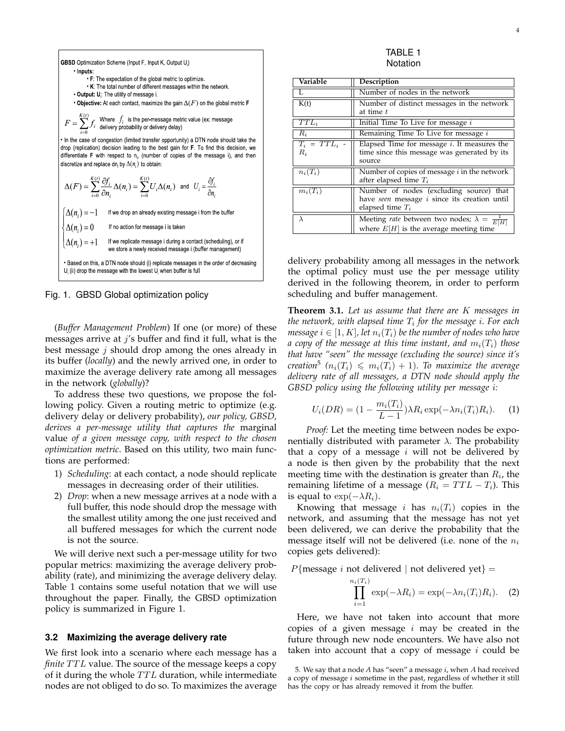GBSD Optimization Scheme (Input F, Input K, Output $U_i$)

- Inputs:
  - F: The expectation of the global metric to optimize.
  - K: The total number of different messages within the network.
- Output: $U_i$: The utility of message i.
- Objective: At each contact, maximize the gain $\Delta(F)$ on the global metric F

$$F = \sum_{i=0}^{K(t)} f_i$$ Where $f_i$ is the per-message metric value (ex: message delivery probability or delivery delay)

- In the case of congestion (limited transfer opportunity) a DTN node should take the drop (replication) decision leading to the best gain for F. To find this decision, we differentiate F with respect to $n_i$, (number of copies of the message i), and then discretize and replace $dn_i$ by $\Delta(n_i)$ to obtain:

$$\Delta(F) = \sum_{i=0}^{K(t)} \frac{\partial f_i}{\partial n_i} \Delta(n_i) = \sum_{i=0}^{K(t)} U_i \Delta(n_i) \quad \text{and} \quad U_i = \frac{\partial f_i}{\partial n_i}$$

$$\begin{cases} \Delta(n_i) = -1 & \text{If we drop an already existing message i from the buffer} \\ \Delta(n_i) = 0 & \text{If no action for message i is taken} \\ \Delta(n_i) = +1 & \text{If we replicate message i during a contact (scheduling), or if we store a newly received message i (buffer management)} \end{cases}$$

- Based on this, a DTN node should (i) replicate messages in the order of decreasing $U_i$ (ii) drop the message with the lowest $U_i$ when buffer is full

Fig. 1. GBSD Global optimization policy

(*Buffer Management Problem*) If one (or more) of these messages arrive at $j$'s buffer and find it full, what is the best message $j$ should drop among the ones already in its buffer (*locally*) and the newly arrived one, in order to maximize the average delivery rate among all messages in the network (*globally*)?

To address these two questions, we propose the following policy. Given a routing metric to optimize (e.g. delivery delay or delivery probability), *our policy, GBSD, derives a per-message utility that captures the* marginal value *of a given message copy, with respect to the chosen optimization metric*. Based on this utility, two main functions are performed:

1) *Scheduling*: at each contact, a node should replicate messages in decreasing order of their utilities.
2) *Drop*: when a new message arrives at a node with a full buffer, this node should drop the message with the smallest utility among the one just received and all buffered messages for which the current node is not the source.

We will derive next such a per-message utility for two popular metrics: maximizing the average delivery probability (rate), and minimizing the average delivery delay. Table 1 contains some useful notation that we will use throughout the paper. Finally, the GBSD optimization policy is summarized in Figure 1.

### 3.2 Maximizing the average delivery rate

We first look into a scenario where each message has a *finite* $TTL$ value. The source of the message keeps a copy of it during the whole $TTL$ duration, while intermediate nodes are not obliged to do so. To maximizes the average delivery probability among all messages in the network the optimal policy must use the per message utility derived in the following theorem, in order to perform scheduling and buffer management.

TABLE 1
Notation

| Variable | Description |
|---|---|
| L | Number of nodes in the network |
| K(t) | Number of distinct messages in the network at time $t$ |
| $TTL_i$ | Initial Time To Live for message $i$ |
| $R_i$ | Remaining Time To Live for message $i$ |
| $T_i$ = $TTL_i$ - $R_i$ | Elapsed Time for message $i$. It measures the time since this message was generated by its source |
| $n_i(T_i)$ | Number of copies of message $i$ in the network after elapsed time $T_i$ |
| $m_i(T_i)$ | Number of nodes (excluding source) that have *seen* message $i$ since its creation until elapsed time $T_i$ |
| $\lambda$ | Meeting *rate* between two nodes; $\lambda = \frac{1}{E[H]}$ where $E[H]$ is the average meeting time |

**Theorem 3.1.** *Let us assume that there are $K$ messages in the network, with elapsed time $T_i$ for the message $i$. For each message $i \in [1, K]$, let $n_i(T_i)$ be the number of nodes who have a copy of the message at this time instant, and $m_i(T_i)$ those that have "seen" the message (excluding the source) since it's creation*[5] *($n_i(T_i) \leqslant m_i(T_i) + 1$). To maximize the average delivery rate of all messages, a DTN node should apply the GBSD policy using the following utility per message $i$:*

$$U_i(DR) = (1 - \frac{m_i(T_i)}{L-1})\lambda R_i \exp(-\lambda n_i(T_i) R_i). \quad (1)$$

*Proof:* Let the meeting time between nodes be exponentially distributed with parameter $\lambda$. The probability that a copy of a message $i$ will not be delivered by a node is then given by the probability that the next meeting time with the destination is greater than $R_i$, the remaining lifetime of a message ($R_i = TTL - T_i$). This is equal to $\exp(-\lambda R_i)$.

Knowing that message $i$ has $n_i(T_i)$ copies in the network, and assuming that the message has not yet been delivered, we can derive the probability that the message itself will not be delivered (i.e. none of the $n_i$ copies gets delivered):

$$P\{\text{message } i \text{ not delivered} \mid \text{not delivered yet}\} = \prod_{i=1}^{n_i(T_i)} \exp(-\lambda R_i) = \exp(-\lambda n_i(T_i) R_i). \quad (2)$$

Here, we have not taken into account that more copies of a given message $i$ may be created in the future through new node encounters. We have also not taken into account that a copy of message $i$ could be

5. We say that a node $A$ has "seen" a message $i$, when $A$ had received a copy of message $i$ sometime in the past, regardless of whether it still has the copy or has already removed it from the buffer.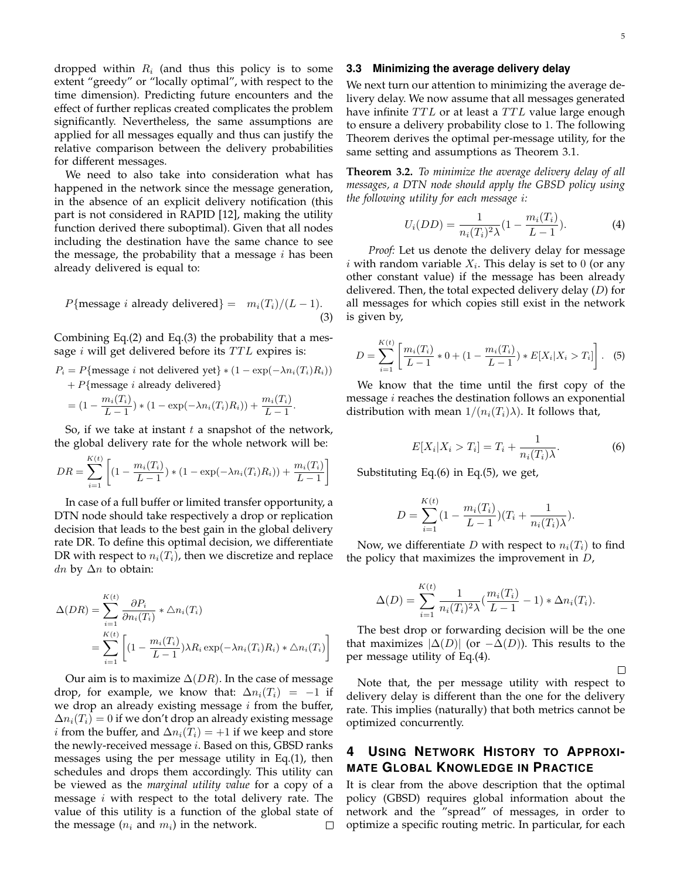dropped within $R_i$ (and thus this policy is to some extent "greedy" or "locally optimal", with respect to the time dimension). Predicting future encounters and the effect of further replicas created complicates the problem significantly. Nevertheless, the same assumptions are applied for all messages equally and thus can justify the relative comparison between the delivery probabilities for different messages.

We need to also take into consideration what has happened in the network since the message generation, in the absence of an explicit delivery notification (this part is not considered in RAPID [12], making the utility function derived there suboptimal). Given that all nodes including the destination have the same chance to see the message, the probability that a message $i$ has been already delivered is equal to:

$$P\{\text{message } i \text{ already delivered}\} = \quad m_i(T_i)/(L-1). \tag{3}$$

Combining Eq.(2) and Eq.(3) the probability that a message $i$ will get delivered before its $TTL$ expires is:

$$\begin{aligned}
P_i &= P\{\text{message } i \text{ not delivered yet}\} * (1 - \exp(-\lambda n_i(T_i) R_i)) \\
&\quad + P\{\text{message } i \text{ already delivered}\} \\
&= (1 - \frac{m_i(T_i)}{L-1}) * (1 - \exp(-\lambda n_i(T_i) R_i)) + \frac{m_i(T_i)}{L-1}.
\end{aligned}$$

So, if we take at instant $t$ a snapshot of the network, the global delivery rate for the whole network will be:

$$DR = \sum_{i=1}^{K(t)} \left[ (1 - \frac{m_i(T_i)}{L-1}) * (1 - \exp(-\lambda n_i(T_i) R_i)) + \frac{m_i(T_i)}{L-1} \right]$$

In case of a full buffer or limited transfer opportunity, a DTN node should take respectively a drop or replication decision that leads to the best gain in the global delivery rate DR. To define this optimal decision, we differentiate DR with respect to $n_i(T_i)$, then we discretize and replace $dn$ by $\Delta n$ to obtain:

$$\begin{aligned}
\Delta(DR) &= \sum_{i=1}^{K(t)} \frac{\partial P_i}{\partial n_i(T_i)} * \triangle n_i(T_i) \\
&= \sum_{i=1}^{K(t)} \left[ (1 - \frac{m_i(T_i)}{L-1}) \lambda R_i \exp(-\lambda n_i(T_i) R_i) * \triangle n_i(T_i) \right]
\end{aligned}$$

Our aim is to maximize $\Delta(DR)$. In the case of message drop, for example, we know that: $\Delta n_i(T_i) = -1$ if we drop an already existing message $i$ from the buffer, $\Delta n_i(T_i) = 0$ if we don't drop an already existing message $i$ from the buffer, and $\Delta n_i(T_i) = +1$ if we keep and store the newly-received message $i$. Based on this, GBSD ranks messages using the per message utility in Eq.(1), then schedules and drops them accordingly. This utility can be viewed as the *marginal utility value* for a copy of a message $i$ with respect to the total delivery rate. The value of this utility is a function of the global state of the message ($n_i$ and $m_i$) in the network. □

### 3.3 Minimizing the average delivery delay

We next turn our attention to minimizing the average delivery delay. We now assume that all messages generated have infinite $TTL$ or at least a $TTL$ value large enough to ensure a delivery probability close to 1. The following Theorem derives the optimal per-message utility, for the same setting and assumptions as Theorem 3.1.

**Theorem 3.2.** *To minimize the average delivery delay of all messages, a DTN node should apply the GBSD policy using the following utility for each message $i$:*

$$U_i(DD) = \frac{1}{n_i(T_i)^2 \lambda}(1 - \frac{m_i(T_i)}{L-1}). \tag{4}$$

*Proof:* Let us denote the delivery delay for message $i$ with random variable $X_i$. This delay is set to 0 (or any other constant value) if the message has been already delivered. Then, the total expected delivery delay ($D$) for all messages for which copies still exist in the network is given by,

$$D = \sum_{i=1}^{K(t)} \left[ \frac{m_i(T_i)}{L-1} * 0 + (1 - \frac{m_i(T_i)}{L-1}) * E[X_i | X_i > T_i] \right]. \tag{5}$$

We know that the time until the first copy of the message $i$ reaches the destination follows an exponential distribution with mean $1/(n_i(T_i)\lambda)$. It follows that,

$$E[X_i | X_i > T_i] = T_i + \frac{1}{n_i(T_i)\lambda}. \tag{6}$$

Substituting Eq.(6) in Eq.(5), we get,

$$D = \sum_{i=1}^{K(t)} (1 - \frac{m_i(T_i)}{L-1})(T_i + \frac{1}{n_i(T_i)\lambda}).$$

Now, we differentiate $D$ with respect to $n_i(T_i)$ to find the policy that maximizes the improvement in $D$,

$$\Delta(D) = \sum_{i=1}^{K(t)} \frac{1}{n_i(T_i)^2 \lambda} (\frac{m_i(T_i)}{L-1} - 1) * \Delta n_i(T_i).$$

The best drop or forwarding decision will be the one that maximizes $|\Delta(D)|$ (or $-\Delta(D)$). This results to the per message utility of Eq.(4).

□

Note that, the per message utility with respect to delivery delay is different than the one for the delivery rate. This implies (naturally) that both metrics cannot be optimized concurrently.

## 4 Using Network History to Approximate Global Knowledge in Practice

It is clear from the above description that the optimal policy (GBSD) requires global information about the network and the "spread" of messages, in order to optimize a specific routing metric. In particular, for each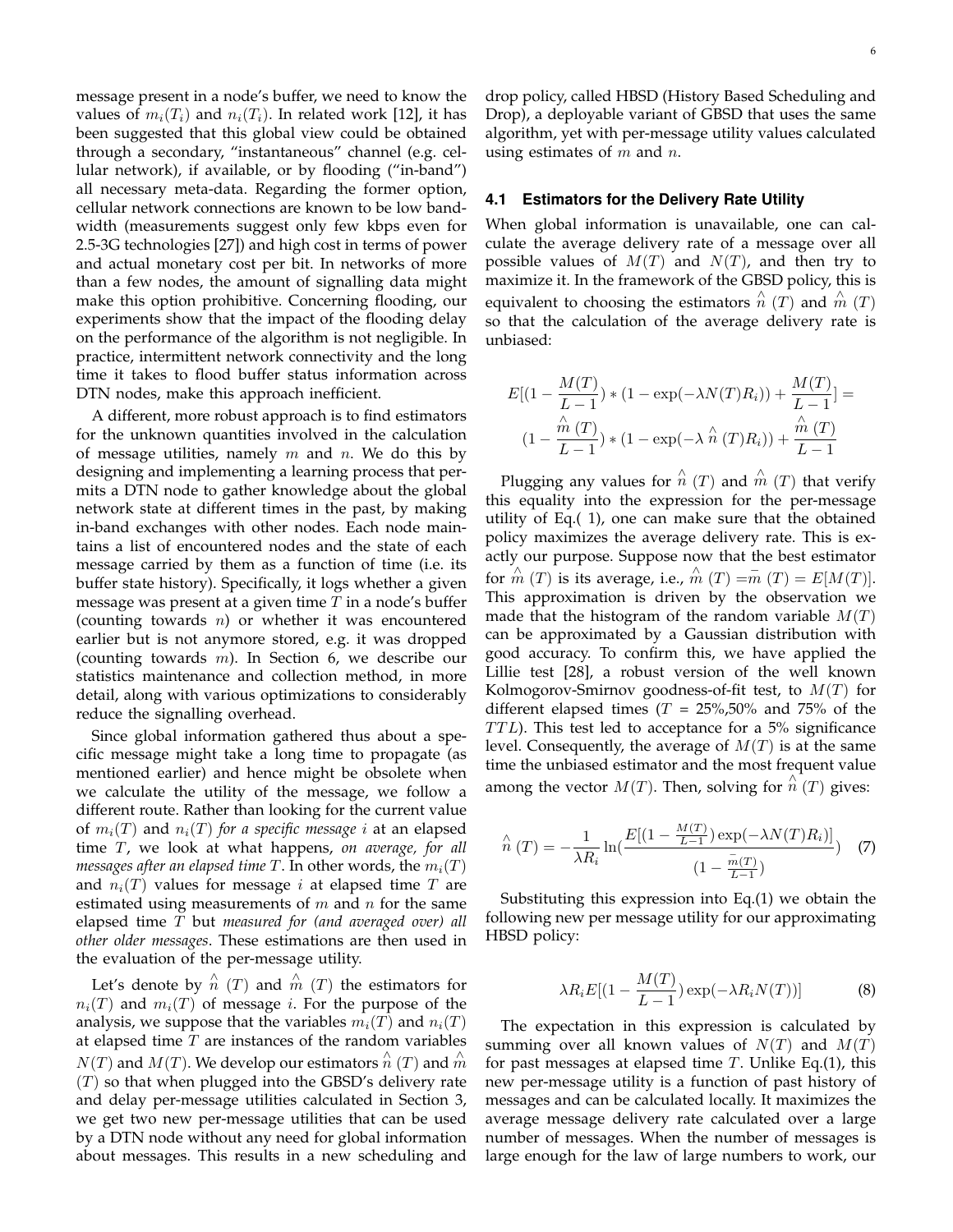message present in a node's buffer, we need to know the values of $m_i(T_i)$ and $n_i(T_i)$. In related work [12], it has been suggested that this global view could be obtained through a secondary, "instantaneous" channel (e.g. cellular network), if available, or by flooding ("in-band") all necessary meta-data. Regarding the former option, cellular network connections are known to be low bandwidth (measurements suggest only few kbps even for 2.5-3G technologies [27]) and high cost in terms of power and actual monetary cost per bit. In networks of more than a few nodes, the amount of signalling data might make this option prohibitive. Concerning flooding, our experiments show that the impact of the flooding delay on the performance of the algorithm is not negligible. In practice, intermittent network connectivity and the long time it takes to flood buffer status information across DTN nodes, make this approach inefficient.

A different, more robust approach is to find estimators for the unknown quantities involved in the calculation of message utilities, namely $m$ and $n$. We do this by designing and implementing a learning process that permits a DTN node to gather knowledge about the global network state at different times in the past, by making in-band exchanges with other nodes. Each node maintains a list of encountered nodes and the state of each message carried by them as a function of time (i.e. its buffer state history). Specifically, it logs whether a given message was present at a given time $T$ in a node's buffer (counting towards $n$) or whether it was encountered earlier but is not anymore stored, e.g. it was dropped (counting towards $m$). In Section 6, we describe our statistics maintenance and collection method, in more detail, along with various optimizations to considerably reduce the signalling overhead.

Since global information gathered thus about a specific message might take a long time to propagate (as mentioned earlier) and hence might be obsolete when we calculate the utility of the message, we follow a different route. Rather than looking for the current value of $m_i(T)$ and $n_i(T)$ *for a specific message* $i$ at an elapsed time $T$, we look at what happens, *on average, for all messages after an elapsed time* $T$. In other words, the $m_i(T)$ and $n_i(T)$ values for message $i$ at elapsed time $T$ are estimated using measurements of $m$ and $n$ for the same elapsed time $T$ but *measured for (and averaged over) all other older messages*. These estimations are then used in the evaluation of the per-message utility.

Let's denote by $\hat{n}(T)$ and $\hat{m}(T)$ the estimators for $n_i(T)$ and $m_i(T)$ of message $i$. For the purpose of the analysis, we suppose that the variables $m_i(T)$ and $n_i(T)$ at elapsed time $T$ are instances of the random variables $N(T)$ and $M(T)$. We develop our estimators $\hat{n}(T)$ and $\hat{m}(T)$ so that when plugged into the GBSD's delivery rate and delay per-message utilities calculated in Section 3, we get two new per-message utilities that can be used by a DTN node without any need for global information about messages. This results in a new scheduling and drop policy, called HBSD (History Based Scheduling and Drop), a deployable variant of GBSD that uses the same algorithm, yet with per-message utility values calculated using estimates of $m$ and $n$.

### 4.1 Estimators for the Delivery Rate Utility

When global information is unavailable, one can calculate the average delivery rate of a message over all possible values of $M(T)$ and $N(T)$, and then try to maximize it. In the framework of the GBSD policy, this is equivalent to choosing the estimators $\hat{n}(T)$ and $\hat{m}(T)$ so that the calculation of the average delivery rate is unbiased:

$$E[(1-\frac{M(T)}{L-1})*(1-\exp(-\lambda N(T)R_i))+\frac{M(T)}{L-1}] =$$
$$(1-\frac{\hat{m}(T)}{L-1})*(1-\exp(-\lambda\hat{n}(T)R_i))+\frac{\hat{m}(T)}{L-1}$$

Plugging any values for $\hat{n}(T)$ and $\hat{m}(T)$ that verify this equality into the expression for the per-message utility of Eq.( 1), one can make sure that the obtained policy maximizes the average delivery rate. This is exactly our purpose. Suppose now that the best estimator for $\hat{m}(T)$ is its average, i.e., $\hat{m}(T)=\bar{m}(T)=E[M(T)]$. This approximation is driven by the observation we made that the histogram of the random variable $M(T)$ can be approximated by a Gaussian distribution with good accuracy. To confirm this, we have applied the Lillie test [28], a robust version of the well known Kolmogorov-Smirnov goodness-of-fit test, to $M(T)$ for different elapsed times ($T$ = 25%,50% and 75% of the $TTL$). This test led to acceptance for a 5% significance level. Consequently, the average of $M(T)$ is at the same time the unbiased estimator and the most frequent value among the vector $M(T)$. Then, solving for $\hat{n}(T)$ gives:

$$\hat{n}(T)=-\frac{1}{\lambda R_i}\ln(\frac{E[(1-\frac{M(T)}{L-1})\exp(-\lambda N(T)R_i)]}{(1-\frac{\bar{m}(T)}{L-1})}) \quad (7)$$

Substituting this expression into Eq.(1) we obtain the following new per message utility for our approximating HBSD policy:

$$\lambda R_i E[(1-\frac{M(T)}{L-1})\exp(-\lambda R_i N(T))] \quad (8)$$

The expectation in this expression is calculated by summing over all known values of $N(T)$ and $M(T)$ for past messages at elapsed time $T$. Unlike Eq.(1), this new per-message utility is a function of past history of messages and can be calculated locally. It maximizes the average message delivery rate calculated over a large number of messages. When the number of messages is large enough for the law of large numbers to work, our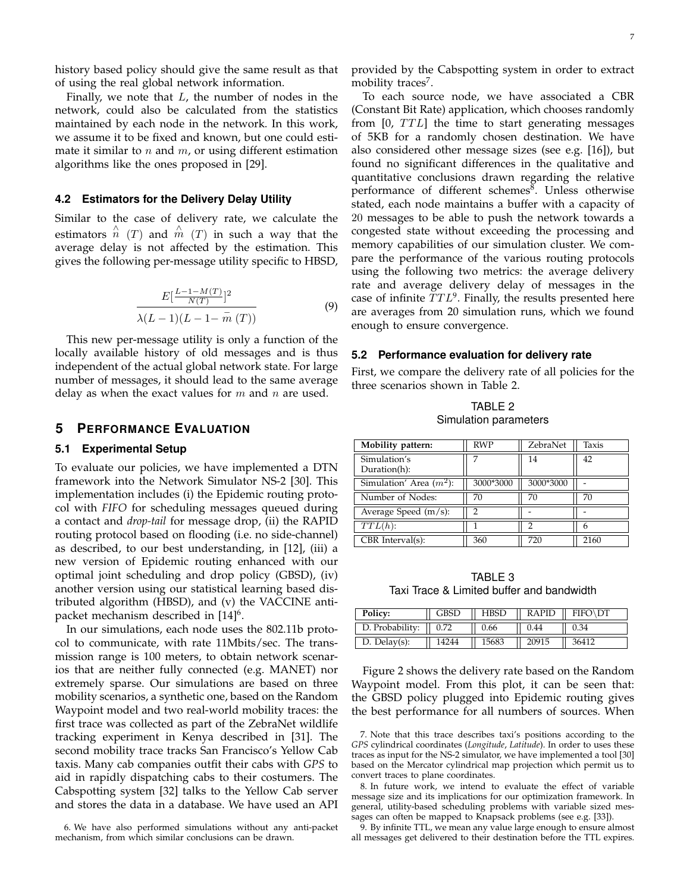history based policy should give the same result as that of using the real global network information.

Finally, we note that $L$, the number of nodes in the network, could also be calculated from the statistics maintained by each node in the network. In this work, we assume it to be fixed and known, but one could estimate it similar to $n$ and $m$, or using different estimation algorithms like the ones proposed in [29].

### 4.2 Estimators for the Delivery Delay Utility

Similar to the case of delivery rate, we calculate the estimators $\hat{n}(T)$ and $\hat{m}(T)$ in such a way that the average delay is not affected by the estimation. This gives the following per-message utility specific to HBSD,

$$\frac{E[\frac{L-1-M(T)}{N(T)}]^2}{\lambda(L-1)(L-1-\bar{m}(T))} \tag{9}$$

This new per-message utility is only a function of the locally available history of old messages and is thus independent of the actual global network state. For large number of messages, it should lead to the same average delay as when the exact values for $m$ and $n$ are used.

## 5 Performance Evaluation

### 5.1 Experimental Setup

To evaluate our policies, we have implemented a DTN framework into the Network Simulator NS-2 [30]. This implementation includes (i) the Epidemic routing protocol with *FIFO* for scheduling messages queued during a contact and *drop-tail* for message drop, (ii) the RAPID routing protocol based on flooding (i.e. no side-channel) as described, to our best understanding, in [12], (iii) a new version of Epidemic routing enhanced with our optimal joint scheduling and drop policy (GBSD), (iv) another version using our statistical learning based distributed algorithm (HBSD), and (v) the VACCINE anti-packet mechanism described in [14][6].

In our simulations, each node uses the 802.11b protocol to communicate, with rate 11Mbits/sec. The transmission range is 100 meters, to obtain network scenarios that are neither fully connected (e.g. MANET) nor extremely sparse. Our simulations are based on three mobility scenarios, a synthetic one, based on the Random Waypoint model and two real-world mobility traces: the first trace was collected as part of the ZebraNet wildlife tracking experiment in Kenya described in [31]. The second mobility trace tracks San Francisco's Yellow Cab taxis. Many cab companies outfit their cabs with *GPS* to aid in rapidly dispatching cabs to their costumers. The Cabspotting system [32] talks to the Yellow Cab server and stores the data in a database. We have used an API provided by the Cabspotting system in order to extract mobility traces[7].

To each source node, we have associated a CBR (Constant Bit Rate) application, which chooses randomly from [0, $TTL$] the time to start generating messages of 5KB for a randomly chosen destination. We have also considered other message sizes (see e.g. [16]), but found no significant differences in the qualitative and quantitative conclusions drawn regarding the relative performance of different schemes[8]. Unless otherwise stated, each node maintains a buffer with a capacity of 20 messages to be able to push the network towards a congested state without exceeding the processing and memory capabilities of our simulation cluster. We compare the performance of the various routing protocols using the following two metrics: the average delivery rate and average delivery delay of messages in the case of infinite $TTL$[9]. Finally, the results presented here are averages from 20 simulation runs, which we found enough to ensure convergence.

### 5.2 Performance evaluation for delivery rate

First, we compare the delivery rate of all policies for the three scenarios shown in Table 2.

TABLE 2
Simulation parameters

| Mobility pattern: | RWP | ZebraNet | Taxis |
|---|---|---|---|
| Simulation's Duration(h): | 7 | 14 | 42 |
| Simulation' Area ($m^2$): | 3000*3000 | 3000*3000 | - |
| Number of Nodes: | 70 | 70 | 70 |
| Average Speed (m/s): | 2 | - | - |
| $TTL(h)$: | 1 | 2 | 6 |
| CBR Interval(s): | 360 | 720 | 2160 |

TABLE 3
Taxi Trace & Limited buffer and bandwidth

| Policy: | GBSD | HBSD | RAPID | FIFO\DT |
|---|---|---|---|---|
| D. Probability: | 0.72 | 0.66 | 0.44 | 0.34 |
| D. Delay(s): | 14244 | 15683 | 20915 | 36412 |

Figure 2 shows the delivery rate based on the Random Waypoint model. From this plot, it can be seen that: the GBSD policy plugged into Epidemic routing gives the best performance for all numbers of sources. When

6. We have also performed simulations without any anti-packet mechanism, from which similar conclusions can be drawn.

7. Note that this trace describes taxi's positions according to the *GPS* cylindrical coordinates (*Longitude*, *Latitude*). In order to uses these traces as input for the NS-2 simulator, we have implemented a tool [30] based on the Mercator cylindrical map projection which permit us to convert traces to plane coordinates.

8. In future work, we intend to evaluate the effect of variable message size and its implications for our optimization framework. In general, utility-based scheduling problems with variable sized messages can often be mapped to Knapsack problems (see e.g. [33]).

9. By infinite TTL, we mean any value large enough to ensure almost all messages get delivered to their destination before the TTL expires.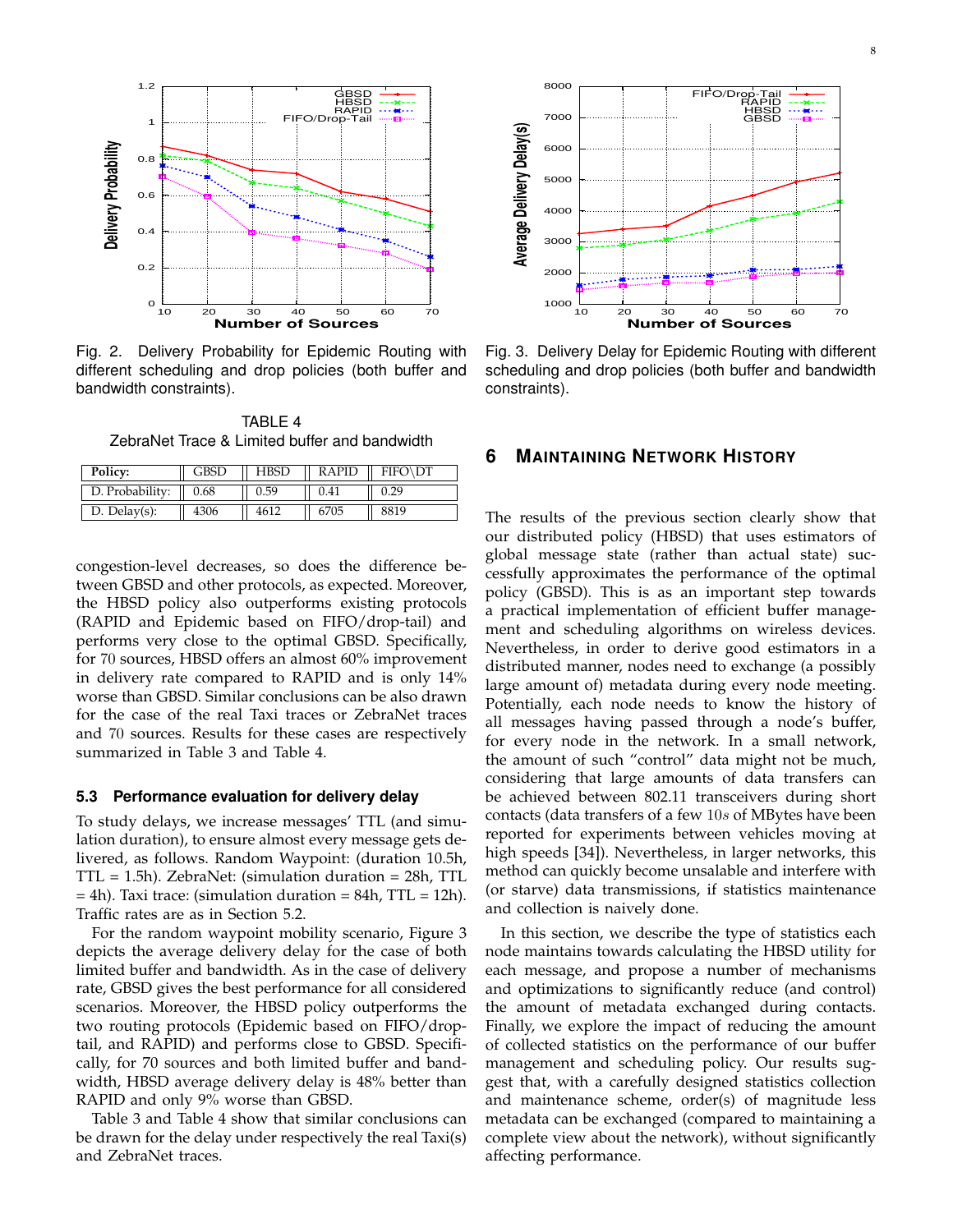Fig. 2. Delivery Probability for Epidemic Routing with different scheduling and drop policies (both buffer and bandwidth constraints).

Fig. 3. Delivery Delay for Epidemic Routing with different scheduling and drop policies (both buffer and bandwidth constraints).

TABLE 4
ZebraNet Trace & Limited buffer and bandwidth

| Policy: | GBSD | HBSD | RAPID | FIFO\DT |
|---|---|---|---|---|
| D. Probability: | 0.68 | 0.59 | 0.41 | 0.29 |
| D. Delay(s): | 4306 | 4612 | 6705 | 8819 |

congestion-level decreases, so does the difference between GBSD and other protocols, as expected. Moreover, the HBSD policy also outperforms existing protocols (RAPID and Epidemic based on FIFO/drop-tail) and performs very close to the optimal GBSD. Specifically, for 70 sources, HBSD offers an almost 60% improvement in delivery rate compared to RAPID and is only 14% worse than GBSD. Similar conclusions can be also drawn for the case of the real Taxi traces or ZebraNet traces and 70 sources. Results for these cases are respectively summarized in Table 3 and Table 4.

### 5.3 Performance evaluation for delivery delay

To study delays, we increase messages' TTL (and simulation duration), to ensure almost every message gets delivered, as follows. Random Waypoint: (duration 10.5h, TTL = 1.5h). ZebraNet: (simulation duration = 28h, TTL = 4h). Taxi trace: (simulation duration = 84h, TTL = 12h). Traffic rates are as in Section 5.2.

For the random waypoint mobility scenario, Figure 3 depicts the average delivery delay for the case of both limited buffer and bandwidth. As in the case of delivery rate, GBSD gives the best performance for all considered scenarios. Moreover, the HBSD policy outperforms the two routing protocols (Epidemic based on FIFO/drop-tail, and RAPID) and performs close to GBSD. Specifically, for 70 sources and both limited buffer and bandwidth, HBSD average delivery delay is 48% better than RAPID and only 9% worse than GBSD.

Table 3 and Table 4 show that similar conclusions can be drawn for the delay under respectively the real Taxi(s) and ZebraNet traces.

## 6 Maintaining Network History

The results of the previous section clearly show that our distributed policy (HBSD) that uses estimators of global message state (rather than actual state) successfully approximates the performance of the optimal policy (GBSD). This is as an important step towards a practical implementation of efficient buffer management and scheduling algorithms on wireless devices. Nevertheless, in order to derive good estimators in a distributed manner, nodes need to exchange (a possibly large amount of) metadata during every node meeting. Potentially, each node needs to know the history of all messages having passed through a node's buffer, for every node in the network. In a small network, the amount of such "control" data might not be much, considering that large amounts of data transfers can be achieved between 802.11 transceivers during short contacts (data transfers of a few $10s$ of MBytes have been reported for experiments between vehicles moving at high speeds [34]). Nevertheless, in larger networks, this method can quickly become unsalable and interfere with (or starve) data transmissions, if statistics maintenance and collection is naively done.

In this section, we describe the type of statistics each node maintains towards calculating the HBSD utility for each message, and propose a number of mechanisms and optimizations to significantly reduce (and control) the amount of metadata exchanged during contacts. Finally, we explore the impact of reducing the amount of collected statistics on the performance of our buffer management and scheduling policy. Our results suggest that, with a carefully designed statistics collection and maintenance scheme, order(s) of magnitude less metadata can be exchanged (compared to maintaining a complete view about the network), without significantly affecting performance.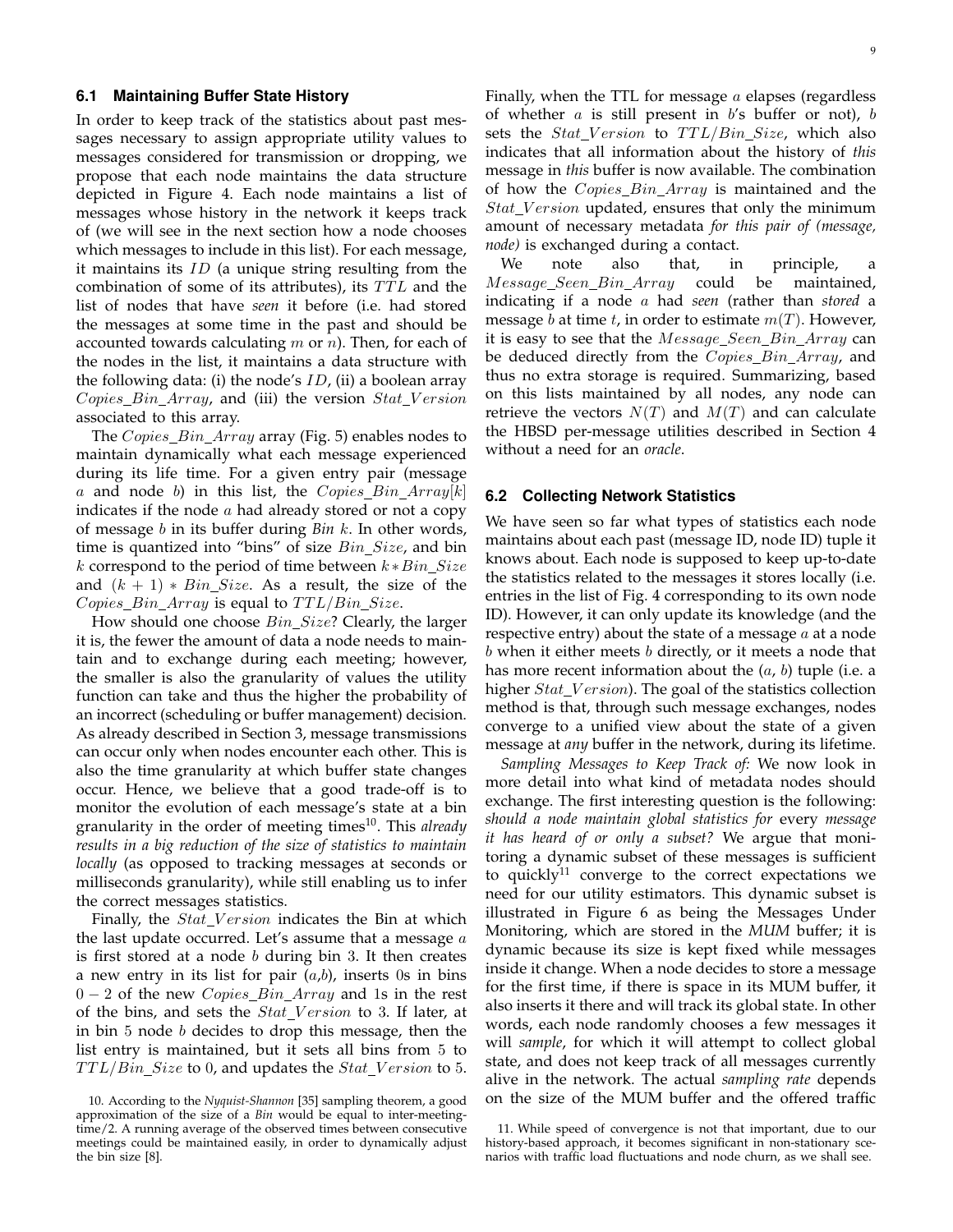### 6.1 Maintaining Buffer State History

In order to keep track of the statistics about past messages necessary to assign appropriate utility values to messages considered for transmission or dropping, we propose that each node maintains the data structure depicted in Figure 4. Each node maintains a list of messages whose history in the network it keeps track of (we will see in the next section how a node chooses which messages to include in this list). For each message, it maintains its $ID$ (a unique string resulting from the combination of some of its attributes), its $TTL$ and the list of nodes that have *seen* it before (i.e. had stored the messages at some time in the past and should be accounted towards calculating $m$ or $n$). Then, for each of the nodes in the list, it maintains a data structure with the following data: (i) the node's $ID$, (ii) a boolean array $Copies\_Bin\_Array$, and (iii) the version $Stat\_Version$ associated to this array.

The $Copies\_Bin\_Array$ array (Fig. 5) enables nodes to maintain dynamically what each message experienced during its life time. For a given entry pair (message $a$ and node $b$) in this list, the $Copies\_Bin\_Array[k]$ indicates if the node $a$ had already stored or not a copy of message $b$ in its buffer during *Bin* $k$. In other words, time is quantized into "bins" of size $Bin\_Size$, and bin $k$ correspond to the period of time between $k * Bin\_Size$ and $(k+1) * Bin\_Size$. As a result, the size of the $Copies\_Bin\_Array$ is equal to $TTL/Bin\_Size$.

How should one choose $Bin\_Size$? Clearly, the larger it is, the fewer the amount of data a node needs to maintain and to exchange during each meeting; however, the smaller is also the granularity of values the utility function can take and thus the higher the probability of an incorrect (scheduling or buffer management) decision. As already described in Section 3, message transmissions can occur only when nodes encounter each other. This is also the time granularity at which buffer state changes occur. Hence, we believe that a good trade-off is to monitor the evolution of each message's state at a bin granularity in the order of meeting times[10]. This *already results in a big reduction of the size of statistics to maintain locally* (as opposed to tracking messages at seconds or milliseconds granularity), while still enabling us to infer the correct messages statistics.

Finally, the $Stat\_Version$ indicates the Bin at which the last update occurred. Let's assume that a message $a$ is first stored at a node $b$ during bin 3. It then creates a new entry in its list for pair ($a$,$b$), inserts 0s in bins $0-2$ of the new $Copies\_Bin\_Array$ and 1s in the rest of the bins, and sets the $Stat\_Version$ to 3. If later, at in bin 5 node $b$ decides to drop this message, then the list entry is maintained, but it sets all bins from 5 to $TTL/Bin\_Size$ to 0, and updates the $Stat\_Version$ to 5. Finally, when the TTL for message $a$ elapses (regardless of whether $a$ is still present in $b$'s buffer or not), $b$ sets the $Stat\_Version$ to $TTL/Bin\_Size$, which also indicates that all information about the history of *this* message in *this* buffer is now available. The combination of how the $Copies\_Bin\_Array$ is maintained and the $Stat\_Version$ updated, ensures that only the minimum amount of necessary metadata *for this pair of (message, node)* is exchanged during a contact.

We note also that, in principle, a $Message\_Seen\_Bin\_Array$ could be maintained, indicating if a node $a$ had *seen* (rather than *stored* a message $b$ at time $t$, in order to estimate $m(T)$. However, it is easy to see that the $Message\_Seen\_Bin\_Array$ can be deduced directly from the $Copies\_Bin\_Array$, and thus no extra storage is required. Summarizing, based on this lists maintained by all nodes, any node can retrieve the vectors $N(T)$ and $M(T)$ and can calculate the HBSD per-message utilities described in Section 4 without a need for an *oracle*.

### 6.2 Collecting Network Statistics

We have seen so far what types of statistics each node maintains about each past (message ID, node ID) tuple it knows about. Each node is supposed to keep up-to-date the statistics related to the messages it stores locally (i.e. entries in the list of Fig. 4 corresponding to its own node ID). However, it can only update its knowledge (and the respective entry) about the state of a message $a$ at a node $b$ when it either meets $b$ directly, or it meets a node that has more recent information about the ($a$, $b$) tuple (i.e. a higher $Stat\_Version$). The goal of the statistics collection method is that, through such message exchanges, nodes converge to a unified view about the state of a given message at *any* buffer in the network, during its lifetime.

*Sampling Messages to Keep Track of:* We now look in more detail into what kind of metadata nodes should exchange. The first interesting question is the following: *should a node maintain global statistics for* every *message it has heard of or only a subset?* We argue that monitoring a dynamic subset of these messages is sufficient to quickly[11] converge to the correct expectations we need for our utility estimators. This dynamic subset is illustrated in Figure 6 as being the Messages Under Monitoring, which are stored in the *MUM* buffer; it is dynamic because its size is kept fixed while messages inside it change. When a node decides to store a message for the first time, if there is space in its MUM buffer, it also inserts it there and will track its global state. In other words, each node randomly chooses a few messages it will *sample*, for which it will attempt to collect global state, and does not keep track of all messages currently alive in the network. The actual *sampling rate* depends on the size of the MUM buffer and the offered traffic

10. According to the *Nyquist-Shannon* [35] sampling theorem, a good approximation of the size of a *Bin* would be equal to inter-meeting-time/2. A running average of the observed times between consecutive meetings could be maintained easily, in order to dynamically adjust the bin size [8].

11. While speed of convergence is not that important, due to our history-based approach, it becomes significant in non-stationary scenarios with traffic load fluctuations and node churn, as we shall see.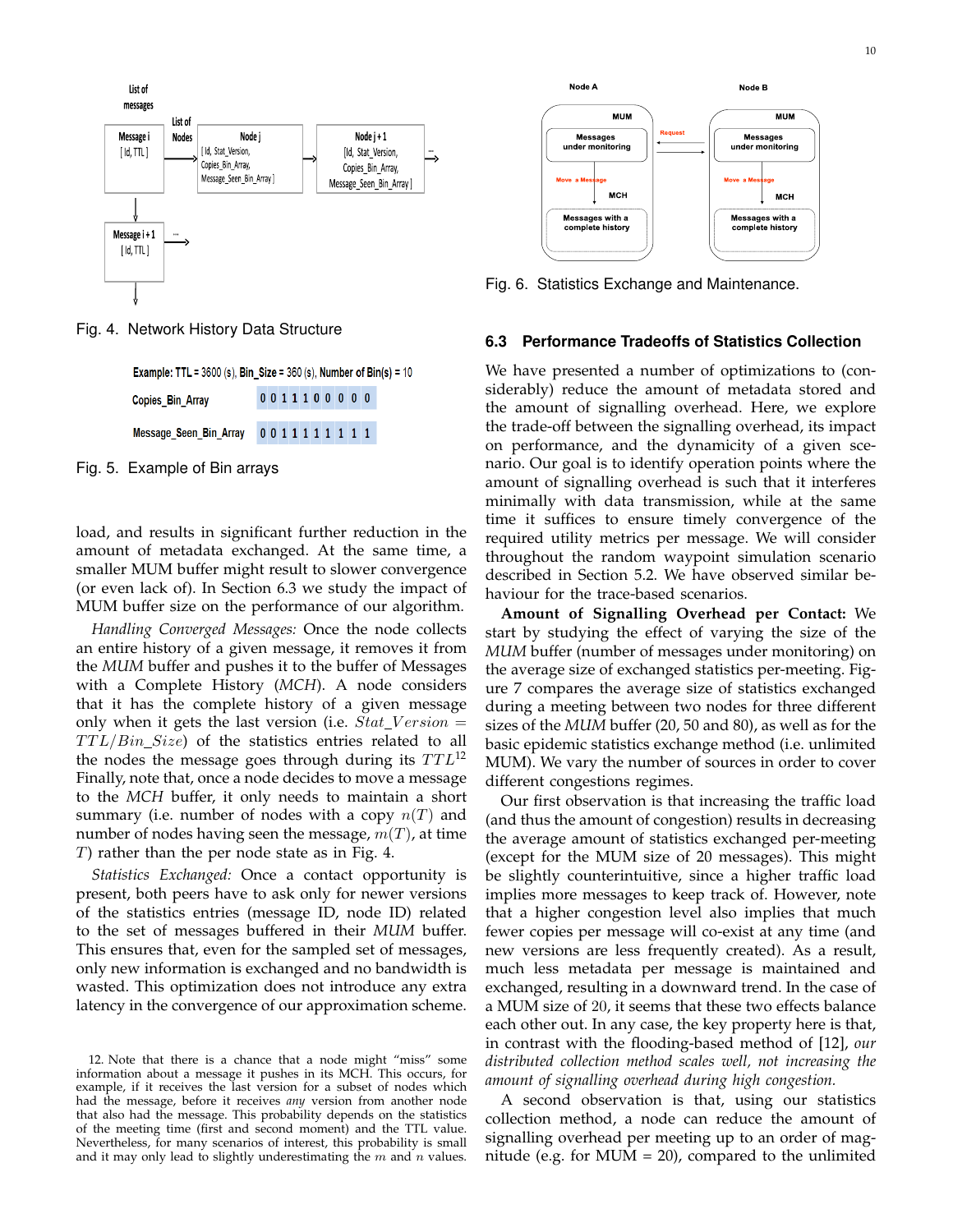Fig. 4. Network History Data Structure

Example: TTL = 3600 (s), Bin_Size = 360 (s), Number of Bin(s) = 10

| | |
|---|---|
| Copies_Bin_Array | 0 0 1 1 1 0 0 0 0 0 |
| Message_Seen_Bin_Array | 0 0 1 1 1 1 1 1 1 1 |

Fig. 5. Example of Bin arrays

load, and results in significant further reduction in the amount of metadata exchanged. At the same time, a smaller MUM buffer might result to slower convergence (or even lack of). In Section 6.3 we study the impact of MUM buffer size on the performance of our algorithm.

*Handling Converged Messages:* Once the node collects an entire history of a given message, it removes it from the *MUM* buffer and pushes it to the buffer of Messages with a Complete History (*MCH*). A node considers that it has the complete history of a given message only when it gets the last version (i.e. $Stat\_Version = TTL/Bin\_Size$) of the statistics entries related to all the nodes the message goes through during its $TTL$[12] Finally, note that, once a node decides to move a message to the *MCH* buffer, it only needs to maintain a short summary (i.e. number of nodes with a copy $n(T)$ and number of nodes having seen the message, $m(T)$, at time $T$) rather than the per node state as in Fig. 4.

*Statistics Exchanged:* Once a contact opportunity is present, both peers have to ask only for newer versions of the statistics entries (message ID, node ID) related to the set of messages buffered in their *MUM* buffer. This ensures that, even for the sampled set of messages, only new information is exchanged and no bandwidth is wasted. This optimization does not introduce any extra latency in the convergence of our approximation scheme.

12. Note that there is a chance that a node might "miss" some information about a message it pushes in its MCH. This occurs, for example, if it receives the last version for a subset of nodes which had the message, before it receives *any* version from another node that also had the message. This probability depends on the statistics of the meeting time (first and second moment) and the TTL value. Nevertheless, for many scenarios of interest, this probability is small and it may only lead to slightly underestimating the $m$ and $n$ values.

Fig. 6. Statistics Exchange and Maintenance.

### 6.3 Performance Tradeoffs of Statistics Collection

We have presented a number of optimizations to (considerably) reduce the amount of metadata stored and the amount of signalling overhead. Here, we explore the trade-off between the signalling overhead, its impact on performance, and the dynamicity of a given scenario. Our goal is to identify operation points where the amount of signalling overhead is such that it interferes minimally with data transmission, while at the same time it suffices to ensure timely convergence of the required utility metrics per message. We will consider throughout the random waypoint simulation scenario described in Section 5.2. We have observed similar behaviour for the trace-based scenarios.

**Amount of Signalling Overhead per Contact:** We start by studying the effect of varying the size of the *MUM* buffer (number of messages under monitoring) on the average size of exchanged statistics per-meeting. Figure 7 compares the average size of statistics exchanged during a meeting between two nodes for three different sizes of the *MUM* buffer (20, 50 and 80), as well as for the basic epidemic statistics exchange method (i.e. unlimited MUM). We vary the number of sources in order to cover different congestions regimes.

Our first observation is that increasing the traffic load (and thus the amount of congestion) results in decreasing the average amount of statistics exchanged per-meeting (except for the MUM size of 20 messages). This might be slightly counterintuitive, since a higher traffic load implies more messages to keep track of. However, note that a higher congestion level also implies that much fewer copies per message will co-exist at any time (and new versions are less frequently created). As a result, much less metadata per message is maintained and exchanged, resulting in a downward trend. In the case of a MUM size of 20, it seems that these two effects balance each other out. In any case, the key property here is that, in contrast with the flooding-based method of [12], *our distributed collection method scales well, not increasing the amount of signalling overhead during high congestion.*

A second observation is that, using our statistics collection method, a node can reduce the amount of signalling overhead per meeting up to an order of magnitude (e.g. for MUM = 20), compared to the unlimited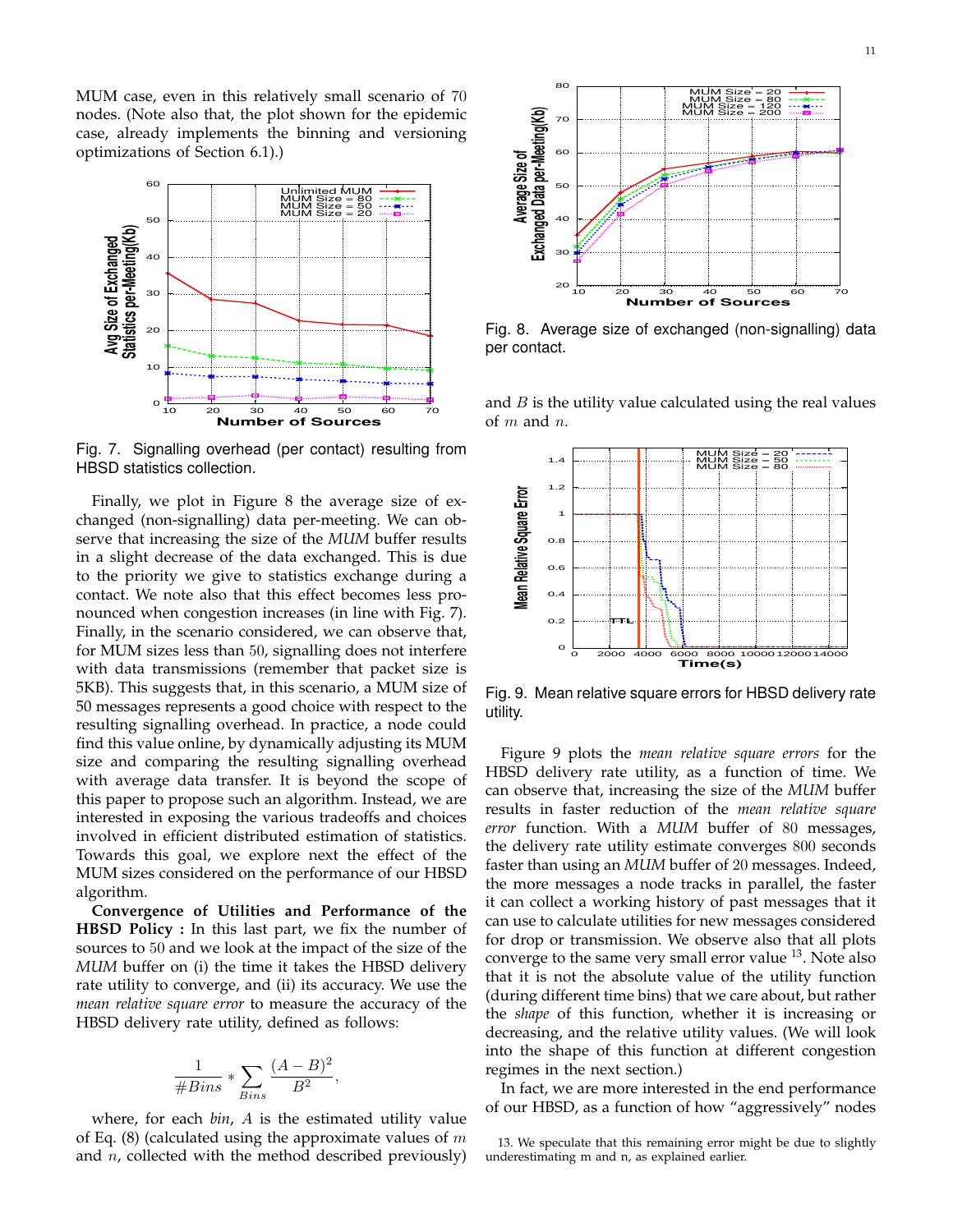MUM case, even in this relatively small scenario of 70 nodes. (Note also that, the plot shown for the epidemic case, already implements the binning and versioning optimizations of Section 6.1).)

Fig. 7. Signalling overhead (per contact) resulting from HBSD statistics collection.

Finally, we plot in Figure 8 the average size of exchanged (non-signalling) data per-meeting. We can observe that increasing the size of the *MUM* buffer results in a slight decrease of the data exchanged. This is due to the priority we give to statistics exchange during a contact. We note also that this effect becomes less pronounced when congestion increases (in line with Fig. 7). Finally, in the scenario considered, we can observe that, for MUM sizes less than 50, signalling does not interfere with data transmissions (remember that packet size is 5KB). This suggests that, in this scenario, a MUM size of 50 messages represents a good choice with respect to the resulting signalling overhead. In practice, a node could find this value online, by dynamically adjusting its MUM size and comparing the resulting signalling overhead with average data transfer. It is beyond the scope of this paper to propose such an algorithm. Instead, we are interested in exposing the various tradeoffs and choices involved in efficient distributed estimation of statistics. Towards this goal, we explore next the effect of the MUM sizes considered on the performance of our HBSD algorithm.

**Convergence of Utilities and Performance of the HBSD Policy :** In this last part, we fix the number of sources to 50 and we look at the impact of the size of the *MUM* buffer on (i) the time it takes the HBSD delivery rate utility to converge, and (ii) its accuracy. We use the *mean relative square error* to measure the accuracy of the HBSD delivery rate utility, defined as follows:

$$\frac{1}{\#Bins} * \sum_{Bins} \frac{(A-B)^2}{B^2},$$

where, for each *bin*, $A$ is the estimated utility value of Eq. (8) (calculated using the approximate values of $m$ and $n$, collected with the method described previously) and $B$ is the utility value calculated using the real values of $m$ and $n$.

Fig. 8. Average size of exchanged (non-signalling) data per contact.

Fig. 9. Mean relative square errors for HBSD delivery rate utility.

Figure 9 plots the *mean relative square errors* for the HBSD delivery rate utility, as a function of time. We can observe that, increasing the size of the *MUM* buffer results in faster reduction of the *mean relative square error* function. With a *MUM* buffer of 80 messages, the delivery rate utility estimate converges 800 seconds faster than using an *MUM* buffer of 20 messages. Indeed, the more messages a node tracks in parallel, the faster it can collect a working history of past messages that it can use to calculate utilities for new messages considered for drop or transmission. We observe also that all plots converge to the same very small error value [13]. Note also that it is not the absolute value of the utility function (during different time bins) that we care about, but rather the *shape* of this function, whether it is increasing or decreasing, and the relative utility values. (We will look into the shape of this function at different congestion regimes in the next section.)

In fact, we are more interested in the end performance of our HBSD, as a function of how "aggressively" nodes

13. We speculate that this remaining error might be due to slightly underestimating m and n, as explained earlier.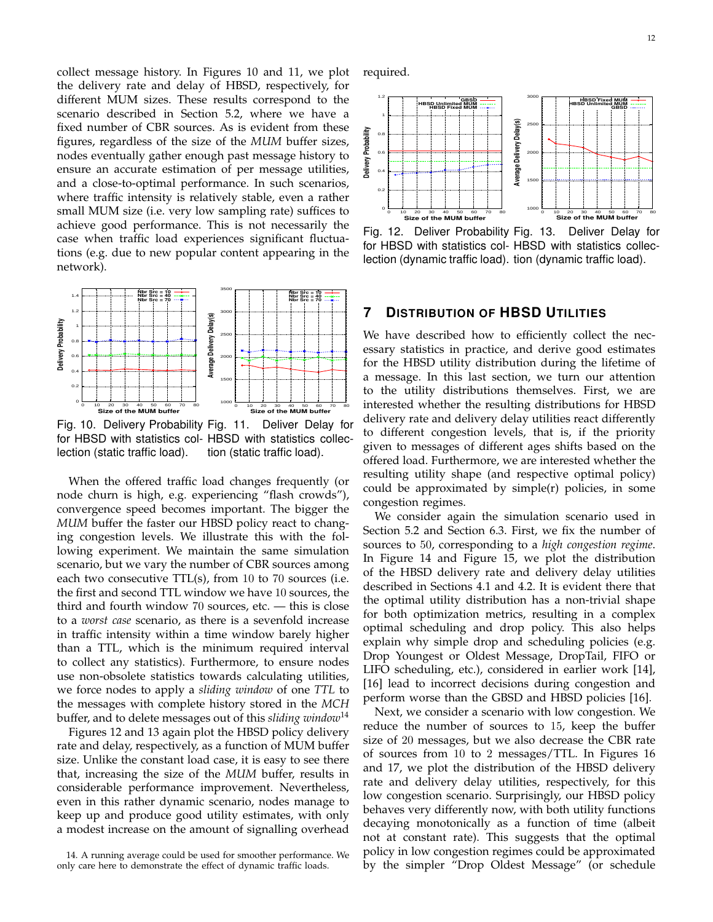collect message history. In Figures 10 and 11, we plot the delivery rate and delay of HBSD, respectively, for different MUM sizes. These results correspond to the scenario described in Section 5.2, where we have a fixed number of CBR sources. As is evident from these figures, regardless of the size of the *MUM* buffer sizes, nodes eventually gather enough past message history to ensure an accurate estimation of per message utilities, and a close-to-optimal performance. In such scenarios, where traffic intensity is relatively stable, even a rather small MUM size (i.e. very low sampling rate) suffices to achieve good performance. This is not necessarily the case when traffic load experiences significant fluctuations (e.g. due to new popular content appearing in the network).

Fig. 10. Delivery Probability for HBSD with statistics collection (static traffic load).

Fig. 11. Deliver Delay for HBSD with statistics collection (static traffic load).

When the offered traffic load changes frequently (or node churn is high, e.g. experiencing "flash crowds"), convergence speed becomes important. The bigger the *MUM* buffer the faster our HBSD policy react to changing congestion levels. We illustrate this with the following experiment. We maintain the same simulation scenario, but we vary the number of CBR sources among each two consecutive TTL(s), from 10 to 70 sources (i.e. the first and second TTL window we have 10 sources, the third and fourth window 70 sources, etc. — this is close to a *worst case* scenario, as there is a sevenfold increase in traffic intensity within a time window barely higher than a TTL, which is the minimum required interval to collect any statistics). Furthermore, to ensure nodes use non-obsolete statistics towards calculating utilities, we force nodes to apply a *sliding window* of one *TTL* to the messages with complete history stored in the *MCH* buffer, and to delete messages out of this *sliding window*[14]

Figures 12 and 13 again plot the HBSD policy delivery rate and delay, respectively, as a function of MUM buffer size. Unlike the constant load case, it is easy to see there that, increasing the size of the *MUM* buffer, results in considerable performance improvement. Nevertheless, even in this rather dynamic scenario, nodes manage to keep up and produce good utility estimates, with only a modest increase on the amount of signalling overhead required.

Fig. 12. Deliver Probability for HBSD with statistics collection (dynamic traffic load).

Fig. 13. Deliver Delay for HBSD with statistics collection (dynamic traffic load).

## 7 Distribution of HBSD Utilities

We have described how to efficiently collect the necessary statistics in practice, and derive good estimates for the HBSD utility distribution during the lifetime of a message. In this last section, we turn our attention to the utility distributions themselves. First, we are interested whether the resulting distributions for HBSD delivery rate and delivery delay utilities react differently to different congestion levels, that is, if the priority given to messages of different ages shifts based on the offered load. Furthermore, we are interested whether the resulting utility shape (and respective optimal policy) could be approximated by simple(r) policies, in some congestion regimes.

We consider again the simulation scenario used in Section 5.2 and Section 6.3. First, we fix the number of sources to 50, corresponding to a *high congestion regime*. In Figure 14 and Figure 15, we plot the distribution of the HBSD delivery rate and delivery delay utilities described in Sections 4.1 and 4.2. It is evident there that the optimal utility distribution has a non-trivial shape for both optimization metrics, resulting in a complex optimal scheduling and drop policy. This also helps explain why simple drop and scheduling policies (e.g. Drop Youngest or Oldest Message, DropTail, FIFO or LIFO scheduling, etc.), considered in earlier work [14], [16] lead to incorrect decisions during congestion and perform worse than the GBSD and HBSD policies [16].

Next, we consider a scenario with low congestion. We reduce the number of sources to 15, keep the buffer size of 20 messages, but we also decrease the CBR rate of sources from 10 to 2 messages/TTL. In Figures 16 and 17, we plot the distribution of the HBSD delivery rate and delivery delay utilities, respectively, for this low congestion scenario. Surprisingly, our HBSD policy behaves very differently now, with both utility functions decaying monotonically as a function of time (albeit not at constant rate). This suggests that the optimal policy in low congestion regimes could be approximated by the simpler "Drop Oldest Message" (or schedule

14. A running average could be used for smoother performance. We only care here to demonstrate the effect of dynamic traffic loads.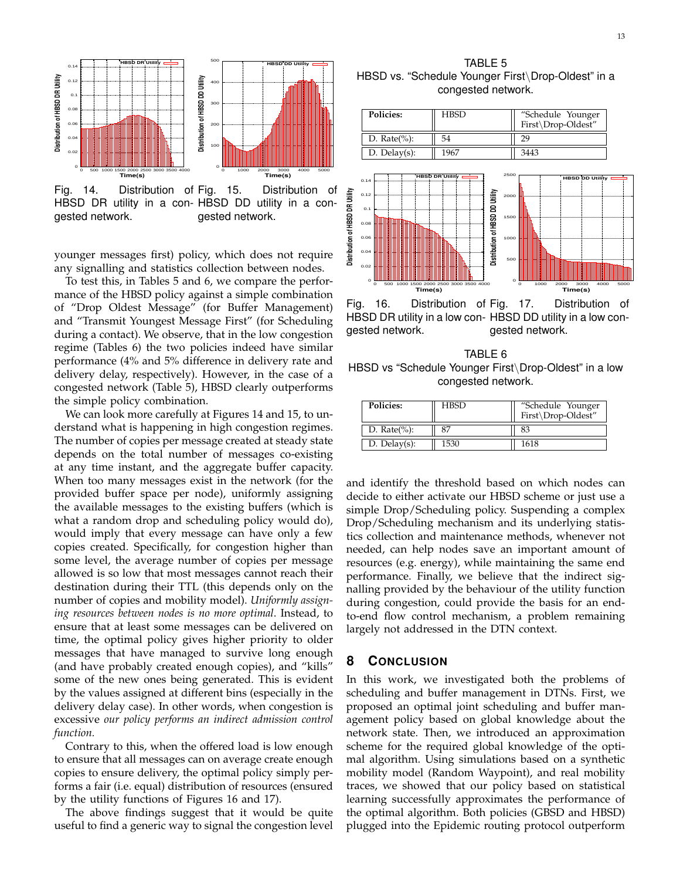Fig. 14. Distribution of HBSD DR utility in a congested network.

Fig. 15. Distribution of HBSD DD utility in a congested network.

younger messages first) policy, which does not require any signalling and statistics collection between nodes.

To test this, in Tables 5 and 6, we compare the performance of the HBSD policy against a simple combination of "Drop Oldest Message" (for Buffer Management) and "Transmit Youngest Message First" (for Scheduling during a contact). We observe, that in the low congestion regime (Tables 6) the two policies indeed have similar performance (4% and 5% difference in delivery rate and delivery delay, respectively). However, in the case of a congested network (Table 5), HBSD clearly outperforms the simple policy combination.

We can look more carefully at Figures 14 and 15, to understand what is happening in high congestion regimes. The number of copies per message created at steady state depends on the total number of messages co-existing at any time instant, and the aggregate buffer capacity. When too many messages exist in the network (for the provided buffer space per node), uniformly assigning the available messages to the existing buffers (which is what a random drop and scheduling policy would do), would imply that every message can have only a few copies created. Specifically, for congestion higher than some level, the average number of copies per message allowed is so low that most messages cannot reach their destination during their TTL (this depends only on the number of copies and mobility model). *Uniformly assigning resources between nodes is no more optimal*. Instead, to ensure that at least some messages can be delivered on time, the optimal policy gives higher priority to older messages that have managed to survive long enough (and have probably created enough copies), and "kills" some of the new ones being generated. This is evident by the values assigned at different bins (especially in the delivery delay case). In other words, when congestion is excessive *our policy performs an indirect admission control function.*

Contrary to this, when the offered load is low enough to ensure that all messages can on average create enough copies to ensure delivery, the optimal policy simply performs a fair (i.e. equal) distribution of resources (ensured by the utility functions of Figures 16 and 17).

The above findings suggest that it would be quite useful to find a generic way to signal the congestion level and identify the threshold based on which nodes can decide to either activate our HBSD scheme or just use a simple Drop/Scheduling policy. Suspending a complex Drop/Scheduling mechanism and its underlying statistics collection and maintenance methods, whenever not needed, can help nodes save an important amount of resources (e.g. energy), while maintaining the same end performance. Finally, we believe that the indirect signalling provided by the behaviour of the utility function during congestion, could provide the basis for an end-to-end flow control mechanism, a problem remaining largely not addressed in the DTN context.

TABLE 5
HBSD vs. "Schedule Younger First\Drop-Oldest" in a congested network.

| Policies: | HBSD | "Schedule Younger First\Drop-Oldest" |
|---|---|---|
| D. Rate(%): | 54 | 29 |
| D. Delay(s): | 1967 | 3443 |

Fig. 16. Distribution of HBSD DR utility in a low congested network.

Fig. 17. Distribution of HBSD DD utility in a low congested network.

TABLE 6
HBSD vs "Schedule Younger First\Drop-Oldest" in a low congested network.

| Policies: | HBSD | "Schedule Younger First\Drop-Oldest" |
|---|---|---|
| D. Rate(%): | 87 | 83 |
| D. Delay(s): | 1530 | 1618 |

## 8 Conclusion

In this work, we investigated both the problems of scheduling and buffer management in DTNs. First, we proposed an optimal joint scheduling and buffer management policy based on global knowledge about the network state. Then, we introduced an approximation scheme for the required global knowledge of the optimal algorithm. Using simulations based on a synthetic mobility model (Random Waypoint), and real mobility traces, we showed that our policy based on statistical learning successfully approximates the performance of the optimal algorithm. Both policies (GBSD and HBSD) plugged into the Epidemic routing protocol outperform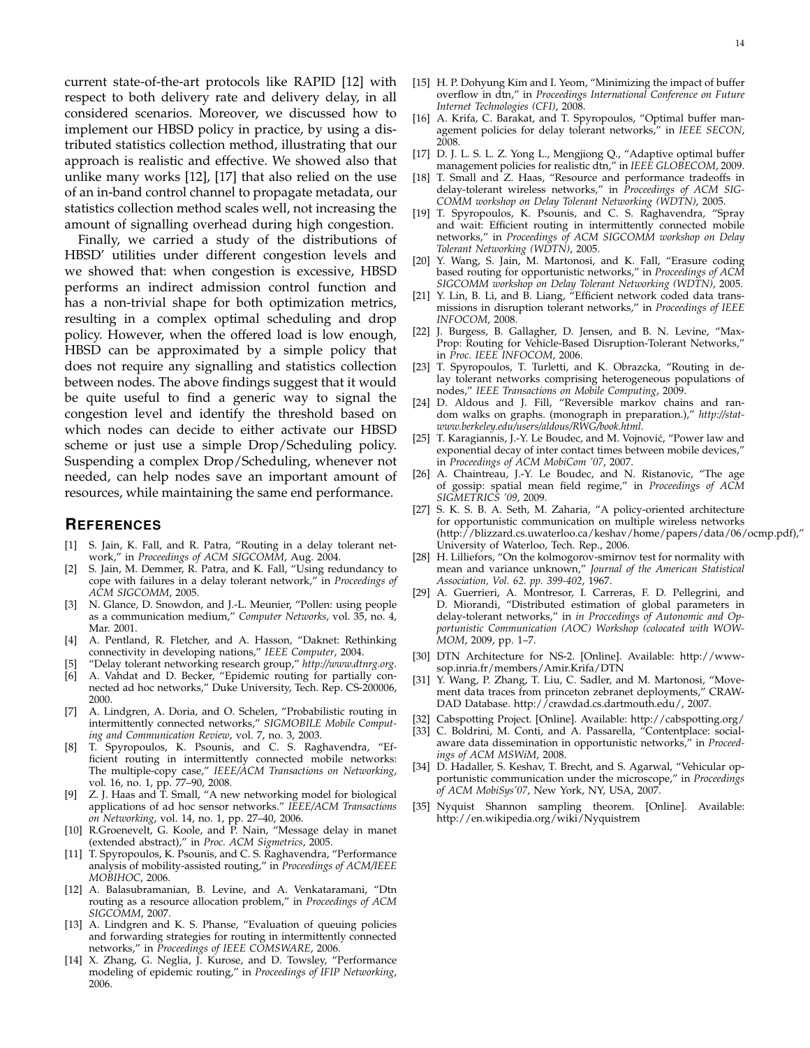current state-of-the-art protocols like RAPID [12] with respect to both delivery rate and delivery delay, in all considered scenarios. Moreover, we discussed how to implement our HBSD policy in practice, by using a distributed statistics collection method, illustrating that our approach is realistic and effective. We showed also that unlike many works [12], [17] that also relied on the use of an in-band control channel to propagate metadata, our statistics collection method scales well, not increasing the amount of signalling overhead during high congestion.

Finally, we carried a study of the distributions of HBSD' utilities under different congestion levels and we showed that: when congestion is excessive, HBSD performs an indirect admission control function and has a non-trivial shape for both optimization metrics, resulting in a complex optimal scheduling and drop policy. However, when the offered load is low enough, HBSD can be approximated by a simple policy that does not require any signalling and statistics collection between nodes. The above findings suggest that it would be quite useful to find a generic way to signal the congestion level and identify the threshold based on which nodes can decide to either activate our HBSD scheme or just use a simple Drop/Scheduling policy. Suspending a complex Drop/Scheduling, whenever not needed, can help nodes save an important amount of resources, while maintaining the same end performance.

## References

[1] S. Jain, K. Fall, and R. Patra, "Routing in a delay tolerant network," in *Proceedings of ACM SIGCOMM*, Aug. 2004.

[2] S. Jain, M. Demmer, R. Patra, and K. Fall, "Using redundancy to cope with failures in a delay tolerant network," in *Proceedings of ACM SIGCOMM*, 2005.

[3] N. Glance, D. Snowdon, and J.-L. Meunier, "Pollen: using people as a communication medium," *Computer Networks*, vol. 35, no. 4, Mar. 2001.

[4] A. Pentland, R. Fletcher, and A. Hasson, "Daknet: Rethinking connectivity in developing nations," *IEEE Computer*, 2004.

[5] "Delay tolerant networking research group," *http://www.dtnrg.org*.

[6] A. Vahdat and D. Becker, "Epidemic routing for partially connected ad hoc networks," Duke University, Tech. Rep. CS-200006, 2000.

[7] A. Lindgren, A. Doria, and O. Schelen, "Probabilistic routing in intermittently connected networks," *SIGMOBILE Mobile Computing and Communication Review*, vol. 7, no. 3, 2003.

[8] T. Spyropoulos, K. Psounis, and C. S. Raghavendra, "Efficient routing in intermittently connected mobile networks: The multiple-copy case," *IEEE/ACM Transactions on Networking*, vol. 16, no. 1, pp. 77–90, 2008.

[9] Z. J. Haas and T. Small, "A new networking model for biological applications of ad hoc sensor networks." *IEEE/ACM Transactions on Networking*, vol. 14, no. 1, pp. 27–40, 2006.

[10] R.Groenevelt, G. Koole, and P. Nain, "Message delay in manet (extended abstract)," in *Proc. ACM Sigmetrics*, 2005.

[11] T. Spyropoulos, K. Psounis, and C. S. Raghavendra, "Performance analysis of mobility-assisted routing," in *Proceedings of ACM/IEEE MOBIHOC*, 2006.

[12] A. Balasubramanian, B. Levine, and A. Venkataramani, "Dtn routing as a resource allocation problem," in *Proceedings of ACM SIGCOMM*, 2007.

[13] A. Lindgren and K. S. Phanse, "Evaluation of queuing policies and forwarding strategies for routing in intermittently connected networks," in *Proceedings of IEEE COMSWARE*, 2006.

[14] X. Zhang, G. Neglia, J. Kurose, and D. Towsley, "Performance modeling of epidemic routing," in *Proceedings of IFIP Networking*, 2006.

[15] H. P. Dohyung Kim and I. Yeom, "Minimizing the impact of buffer overflow in dtn," in *Proceedings International Conference on Future Internet Technologies (CFI)*, 2008.

[16] A. Krifa, C. Barakat, and T. Spyropoulos, "Optimal buffer management policies for delay tolerant networks," in *IEEE SECON*, 2008.

[17] D. J. L. S. L. Z. Yong L., Mengjiong Q., "Adaptive optimal buffer management policies for realistic dtn," in *IEEE GLOBECOM*, 2009.

[18] T. Small and Z. Haas, "Resource and performance tradeoffs in delay-tolerant wireless networks," in *Proceedings of ACM SIGCOMM workshop on Delay Tolerant Networking (WDTN)*, 2005.

[19] T. Spyropoulos, K. Psounis, and C. S. Raghavendra, "Spray and wait: Efficient routing in intermittently connected mobile networks," in *Proceedings of ACM SIGCOMM workshop on Delay Tolerant Networking (WDTN)*, 2005.

[20] Y. Wang, S. Jain, M. Martonosi, and K. Fall, "Erasure coding based routing for opportunistic networks," in *Proceedings of ACM SIGCOMM workshop on Delay Tolerant Networking (WDTN)*, 2005.

[21] Y. Lin, B. Li, and B. Liang, "Efficient network coded data transmissions in disruption tolerant networks," in *Proceedings of IEEE INFOCOM*, 2008.

[22] J. Burgess, B. Gallagher, D. Jensen, and B. N. Levine, "MaxProp: Routing for Vehicle-Based Disruption-Tolerant Networks," in *Proc. IEEE INFOCOM*, 2006.

[23] T. Spyropoulos, T. Turletti, and K. Obrazcka, "Routing in delay tolerant networks comprising heterogeneous populations of nodes," *IEEE Transactions on Mobile Computing*, 2009.

[24] D. Aldous and J. Fill, "Reversible markov chains and random walks on graphs. (monograph in preparation.)," *http://stat-www.berkeley.edu/users/aldous/RWG/book.html*.

[25] T. Karagiannis, J.-Y. Le Boudec, and M. Vojnović, "Power law and exponential decay of inter contact times between mobile devices," in *Proceedings of ACM MobiCom '07*, 2007.

[26] A. Chaintreau, J.-Y. Le Boudec, and N. Ristanovic, "The age of gossip: spatial mean field regime," in *Proceedings of ACM SIGMETRICS '09*, 2009.

[27] S. K. S. B. A. Seth, M. Zaharia, "A policy-oriented architecture for opportunistic communication on multiple wireless networks (http://blizzard.cs.uwaterloo.ca/keshav/home/papers/data/06/ocmp.pdf)," University of Waterloo, Tech. Rep., 2006.

[28] H. Lilliefors, "On the kolmogorov-smirnov test for normality with mean and variance unknown," *Journal of the American Statistical Association, Vol. 62. pp. 399-402*, 1967.

[29] A. Guerrieri, A. Montresor, I. Carreras, F. D. Pellegrini, and D. Miorandi, "Distributed estimation of global parameters in delay-tolerant networks," in *in Proccedings of Autonomic and Opportunistic Communication (AOC) Workshop (colocated with WOWMOM*, 2009, pp. 1–7.

[30] DTN Architecture for NS-2. [Online]. Available: http://www-sop.inria.fr/members/Amir.Krifa/DTN

[31] Y. Wang, P. Zhang, T. Liu, C. Sadler, and M. Martonosi, "Movement data traces from princeton zebranet deployments," CRAWDAD Database. http://crawdad.cs.dartmouth.edu/, 2007.

[32] Cabspotting Project. [Online]. Available: http://cabspotting.org/

[33] C. Boldrini, M. Conti, and A. Passarella, "Contentplace: social-aware data dissemination in opportunistic networks," in *Proceedings of ACM MSWiM*, 2008.

[34] D. Hadaller, S. Keshav, T. Brecht, and S. Agarwal, "Vehicular opportunistic communication under the microscope," in *Proceedings of ACM MobiSys'07*, New York, NY, USA, 2007.

[35] Nyquist Shannon sampling theorem. [Online]. Available: http://en.wikipedia.org/wiki/Nyquistrem